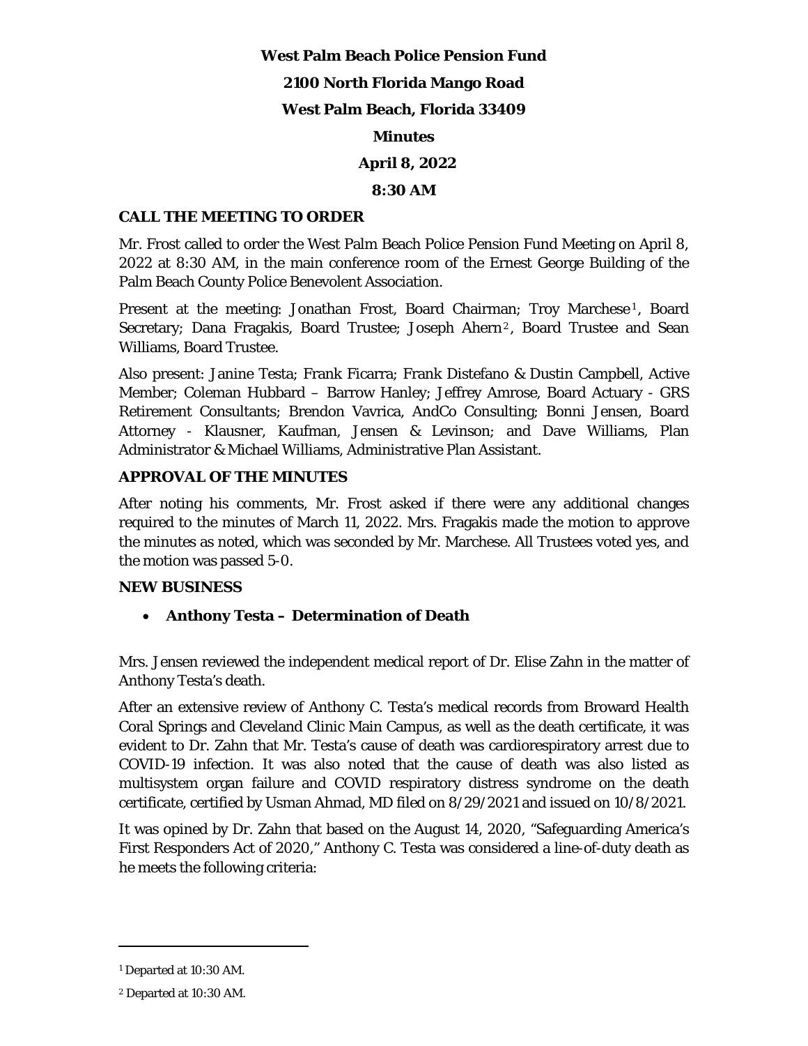**West Palm Beach Police Pension Fund**

**2100 North Florida Mango Road**

**West Palm Beach, Florida 33409**

**Minutes**

**April 8, 2022**

**8:30 AM**

## CALL THE MEETING TO ORDER

Mr. Frost called to order the West Palm Beach Police Pension Fund Meeting on April 8, 2022 at 8:30 AM, in the main conference room of the Ernest George Building of the Palm Beach County Police Benevolent Association.

Present at the meeting: Jonathan Frost, Board Chairman; Troy Marchese[1], Board Secretary; Dana Fragakis, Board Trustee; Joseph Ahern[2], Board Trustee and Sean Williams, Board Trustee.

Also present: Janine Testa; Frank Ficarra; Frank Distefano & Dustin Campbell, Active Member; Coleman Hubbard – Barrow Hanley; Jeffrey Amrose, Board Actuary - GRS Retirement Consultants; Brendon Vavrica, AndCo Consulting; Bonni Jensen, Board Attorney - Klausner, Kaufman, Jensen & Levinson; and Dave Williams, Plan Administrator & Michael Williams, Administrative Plan Assistant.

## APPROVAL OF THE MINUTES

After noting his comments, Mr. Frost asked if there were any additional changes required to the minutes of March 11, 2022. Mrs. Fragakis made the motion to approve the minutes as noted, which was seconded by Mr. Marchese. All Trustees voted yes, and the motion was passed 5-0.

## NEW BUSINESS

- **Anthony Testa – Determination of Death**

Mrs. Jensen reviewed the independent medical report of Dr. Elise Zahn in the matter of Anthony Testa's death.

After an extensive review of Anthony C. Testa's medical records from Broward Health Coral Springs and Cleveland Clinic Main Campus, as well as the death certificate, it was evident to Dr. Zahn that Mr. Testa's cause of death was cardiorespiratory arrest due to COVID-19 infection. It was also noted that the cause of death was also listed as multisystem organ failure and COVID respiratory distress syndrome on the death certificate, certified by Usman Ahmad, MD filed on 8/29/2021 and issued on 10/8/2021.

It was opined by Dr. Zahn that based on the August 14, 2020, "Safeguarding America's First Responders Act of 2020," Anthony C. Testa was considered a line-of-duty death as he meets the following criteria:

---

[1] Departed at 10:30 AM.

[2] Departed at 10:30 AM.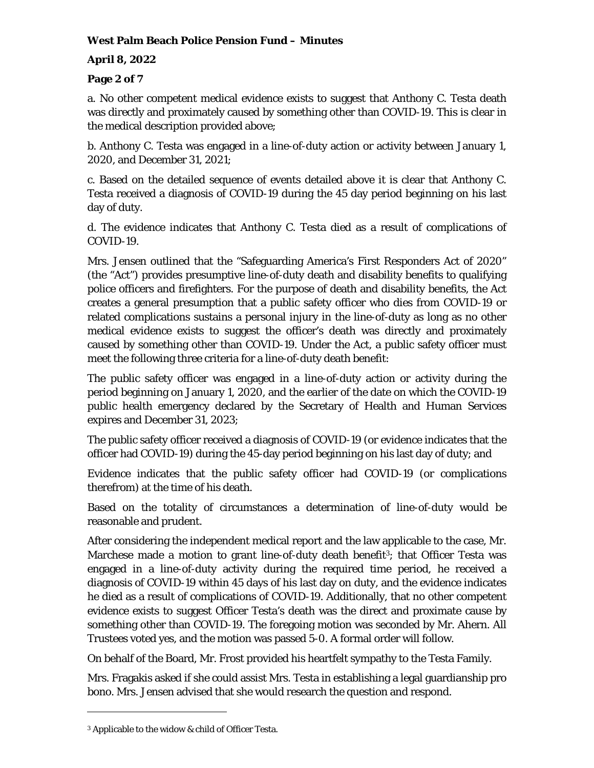a. No other competent medical evidence exists to suggest that Anthony C. Testa death was directly and proximately caused by something other than COVID-19. This is clear in the medical description provided above;

b. Anthony C. Testa was engaged in a line-of-duty action or activity between January 1, 2020, and December 31, 2021;

c. Based on the detailed sequence of events detailed above it is clear that Anthony C. Testa received a diagnosis of COVID-19 during the 45 day period beginning on his last day of duty.

d. The evidence indicates that Anthony C. Testa died as a result of complications of COVID-19.

Mrs. Jensen outlined that the "Safeguarding America's First Responders Act of 2020" (the "Act") provides presumptive line-of-duty death and disability benefits to qualifying police officers and firefighters. For the purpose of death and disability benefits, the Act creates a general presumption that a public safety officer who dies from COVID-19 or related complications sustains a personal injury in the line-of-duty as long as no other medical evidence exists to suggest the officer's death was directly and proximately caused by something other than COVID-19. Under the Act, a public safety officer must meet the following three criteria for a line-of-duty death benefit:

The public safety officer was engaged in a line-of-duty action or activity during the period beginning on January 1, 2020, and the earlier of the date on which the COVID-19 public health emergency declared by the Secretary of Health and Human Services expires and December 31, 2023;

The public safety officer received a diagnosis of COVID-19 (or evidence indicates that the officer had COVID-19) during the 45-day period beginning on his last day of duty; and

Evidence indicates that the public safety officer had COVID-19 (or complications therefrom) at the time of his death.

Based on the totality of circumstances a determination of line-of-duty would be reasonable and prudent.

After considering the independent medical report and the law applicable to the case, Mr. Marchese made a motion to grant line-of-duty death benefit[3]; that Officer Testa was engaged in a line-of-duty activity during the required time period, he received a diagnosis of COVID-19 within 45 days of his last day on duty, and the evidence indicates he died as a result of complications of COVID-19. Additionally, that no other competent evidence exists to suggest Officer Testa's death was the direct and proximate cause by something other than COVID-19. The foregoing motion was seconded by Mr. Ahern. All Trustees voted yes, and the motion was passed 5-0. A formal order will follow.

On behalf of the Board, Mr. Frost provided his heartfelt sympathy to the Testa Family.

Mrs. Fragakis asked if she could assist Mrs. Testa in establishing a legal guardianship pro bono. Mrs. Jensen advised that she would research the question and respond.

---

[3] Applicable to the widow & child of Officer Testa.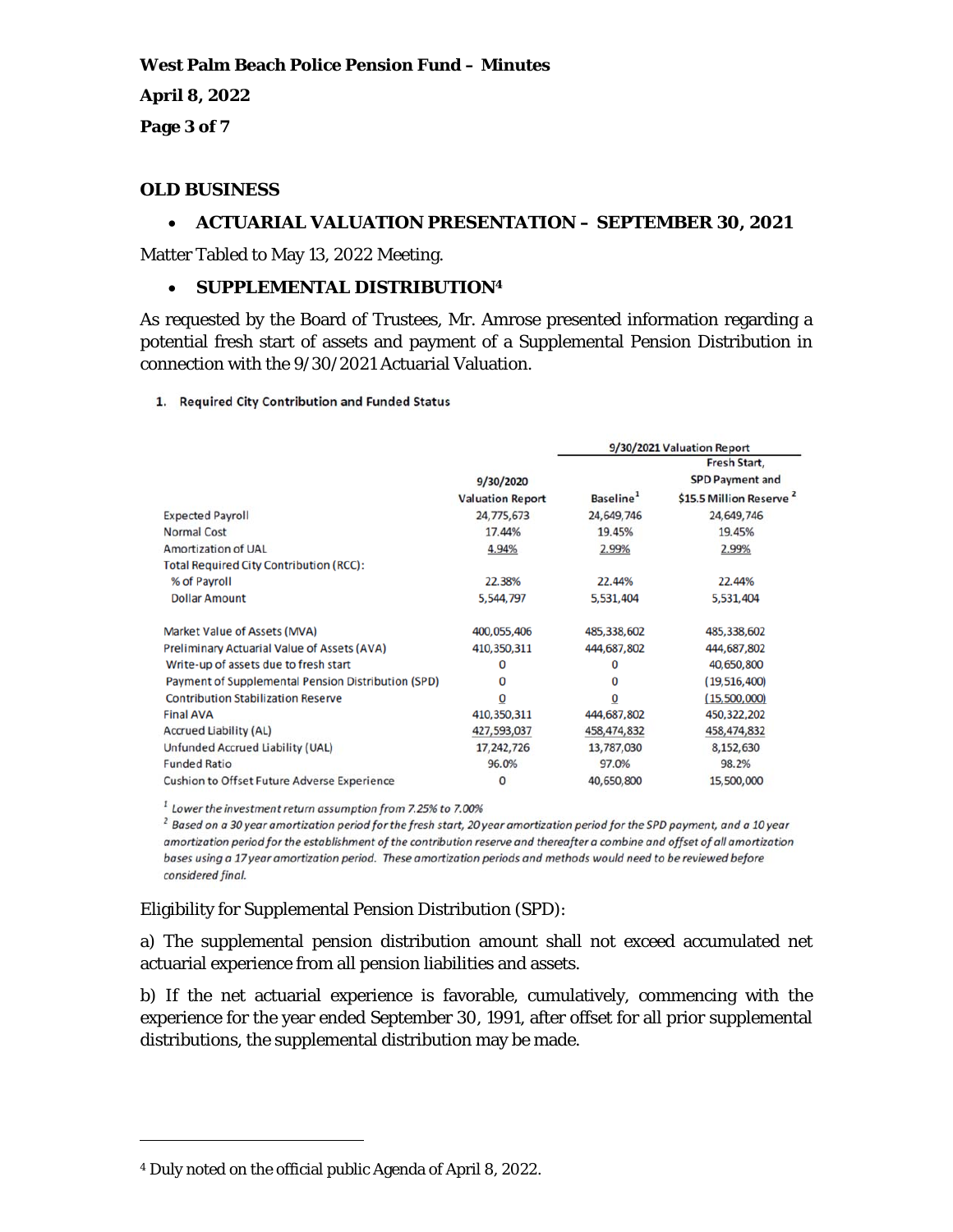## OLD BUSINESS

- **ACTUARIAL VALUATION PRESENTATION – SEPTEMBER 30, 2021**

Matter Tabled to May 13, 2022 Meeting.

- **SUPPLEMENTAL DISTRIBUTION[4]**

As requested by the Board of Trustees, Mr. Amrose presented information regarding a potential fresh start of assets and payment of a Supplemental Pension Distribution in connection with the 9/30/2021 Actuarial Valuation.

1. **Required City Contribution and Funded Status**

| | 9/30/2020 Valuation Report | 9/30/2021 Valuation Report | |
|---|---|---|---|
| | | Baseline[1] | Fresh Start, SPD Payment and $15.5 Million Reserve [2] |
| Expected Payroll | 24,775,673 | 24,649,746 | 24,649,746 |
| Normal Cost | 17.44% | 19.45% | 19.45% |
| Amortization of UAL | 4.94% | 2.99% | 2.99% |
| Total Required City Contribution (RCC): | | | |
| % of Payroll | 22.38% | 22.44% | 22.44% |
| Dollar Amount | 5,544,797 | 5,531,404 | 5,531,404 |
| | | | |
| Market Value of Assets (MVA) | 400,055,406 | 485,338,602 | 485,338,602 |
| Preliminary Actuarial Value of Assets (AVA) | 410,350,311 | 444,687,802 | 444,687,802 |
| Write-up of assets due to fresh start | 0 | 0 | 40,650,800 |
| Payment of Supplemental Pension Distribution (SPD) | 0 | 0 | (19,516,400) |
| Contribution Stabilization Reserve | 0 | 0 | (15,500,000) |
| Final AVA | 410,350,311 | 444,687,802 | 450,322,202 |
| Accrued Liability (AL) | 427,593,037 | 458,474,832 | 458,474,832 |
| Unfunded Accrued Liability (UAL) | 17,242,726 | 13,787,030 | 8,152,630 |
| Funded Ratio | 96.0% | 97.0% | 98.2% |
| Cushion to Offset Future Adverse Experience | 0 | 40,650,800 | 15,500,000 |

[1] *Lower the investment return assumption from 7.25% to 7.00%*

[2] *Based on a 30 year amortization period for the fresh start, 20 year amortization period for the SPD payment, and a 10 year amortization period for the establishment of the contribution reserve and thereafter a combine and offset of all amortization bases using a 17 year amortization period. These amortization periods and methods would need to be reviewed before considered final.*

Eligibility for Supplemental Pension Distribution (SPD):

a) The supplemental pension distribution amount shall not exceed accumulated net actuarial experience from all pension liabilities and assets.

b) If the net actuarial experience is favorable, cumulatively, commencing with the experience for the year ended September 30, 1991, after offset for all prior supplemental distributions, the supplemental distribution may be made.

---

[4] Duly noted on the official public Agenda of April 8, 2022.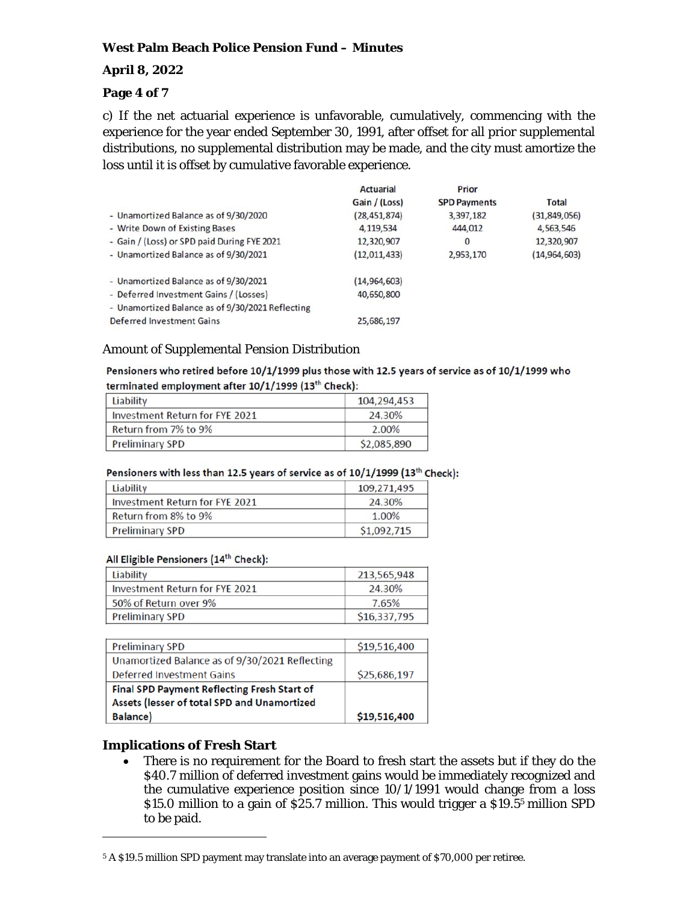c) If the net actuarial experience is unfavorable, cumulatively, commencing with the experience for the year ended September 30, 1991, after offset for all prior supplemental distributions, no supplemental distribution may be made, and the city must amortize the loss until it is offset by cumulative favorable experience.

| | Actuarial Gain / (Loss) | Prior SPD Payments | Total |
|---|---|---|---|
| - Unamortized Balance as of 9/30/2020 | (28,451,874) | 3,397,182 | (31,849,056) |
| - Write Down of Existing Bases | 4,119,534 | 444,012 | 4,563,546 |
| - Gain / (Loss) or SPD paid During FYE 2021 | 12,320,907 | 0 | 12,320,907 |
| - Unamortized Balance as of 9/30/2021 | (12,011,433) | 2,953,170 | (14,964,603) |
| | | | |
| - Unamortized Balance as of 9/30/2021 | (14,964,603) | | |
| - Deferred Investment Gains / (Losses) | 40,650,800 | | |
| - Unamortized Balance as of 9/30/2021 Reflecting Deferred Investment Gains | 25,686,197 | | |

Amount of Supplemental Pension Distribution

**Pensioners who retired before 10/1/1999 plus those with 12.5 years of service as of 10/1/1999 who terminated employment after 10/1/1999 (13th Check):**

| Liability | 104,294,453 |
|---|---|
| Investment Return for FYE 2021 | 24.30% |
| Return from 7% to 9% | 2.00% |
| Preliminary SPD | $2,085,890 |

**Pensioners with less than 12.5 years of service as of 10/1/1999 (13th Check):**

| Liability | 109,271,495 |
|---|---|
| Investment Return for FYE 2021 | 24.30% |
| Return from 8% to 9% | 1.00% |
| Preliminary SPD | $1,092,715 |

**All Eligible Pensioners (14th Check):**

| Liability | 213,565,948 |
|---|---|
| Investment Return for FYE 2021 | 24.30% |
| 50% of Return over 9% | 7.65% |
| Preliminary SPD | $16,337,795 |

| Preliminary SPD | $19,516,400 |
|---|---|
| Unamortized Balance as of 9/30/2021 Reflecting Deferred Investment Gains | $25,686,197 |
| **Final SPD Payment Reflecting Fresh Start of Assets (lesser of total SPD and Unamortized Balance)** | $19,516,400 |

### Implications of Fresh Start

- There is no requirement for the Board to fresh start the assets but if they do the $40.7 million of deferred investment gains would be immediately recognized and the cumulative experience position since 10/1/1991 would change from a loss $15.0 million to a gain of $25.7 million. This would trigger a $19.5[5] million SPD to be paid.

[5] A $19.5 million SPD payment may translate into an average payment of $70,000 per retiree.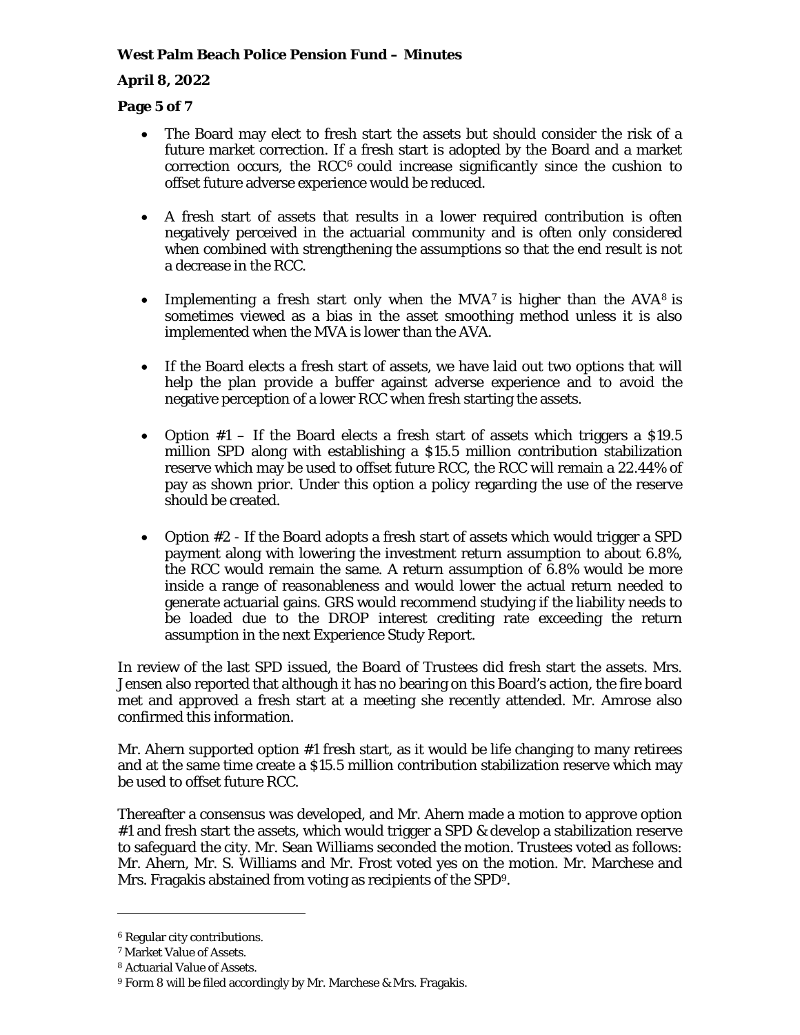- The Board may elect to fresh start the assets but should consider the risk of a future market correction. If a fresh start is adopted by the Board and a market correction occurs, the RCC[6] could increase significantly since the cushion to offset future adverse experience would be reduced.

- A fresh start of assets that results in a lower required contribution is often negatively perceived in the actuarial community and is often only considered when combined with strengthening the assumptions so that the end result is not a decrease in the RCC.

- Implementing a fresh start only when the MVA[7] is higher than the AVA[8] is sometimes viewed as a bias in the asset smoothing method unless it is also implemented when the MVA is lower than the AVA.

- If the Board elects a fresh start of assets, we have laid out two options that will help the plan provide a buffer against adverse experience and to avoid the negative perception of a lower RCC when fresh starting the assets.

- Option #1 – If the Board elects a fresh start of assets which triggers a $19.5 million SPD along with establishing a $15.5 million contribution stabilization reserve which may be used to offset future RCC, the RCC will remain a 22.44% of pay as shown prior. Under this option a policy regarding the use of the reserve should be created.

- Option #2 - If the Board adopts a fresh start of assets which would trigger a SPD payment along with lowering the investment return assumption to about 6.8%, the RCC would remain the same. A return assumption of 6.8% would be more inside a range of reasonableness and would lower the actual return needed to generate actuarial gains. GRS would recommend studying if the liability needs to be loaded due to the DROP interest crediting rate exceeding the return assumption in the next Experience Study Report.

In review of the last SPD issued, the Board of Trustees did fresh start the assets. Mrs. Jensen also reported that although it has no bearing on this Board's action, the fire board met and approved a fresh start at a meeting she recently attended. Mr. Amrose also confirmed this information.

Mr. Ahern supported option #1 fresh start, as it would be life changing to many retirees and at the same time create a $15.5 million contribution stabilization reserve which may be used to offset future RCC.

Thereafter a consensus was developed, and Mr. Ahern made a motion to approve option #1 and fresh start the assets, which would trigger a SPD & develop a stabilization reserve to safeguard the city. Mr. Sean Williams seconded the motion. Trustees voted as follows: Mr. Ahern, Mr. S. Williams and Mr. Frost voted yes on the motion. Mr. Marchese and Mrs. Fragakis abstained from voting as recipients of the SPD[9].

---

[6] Regular city contributions.

[7] Market Value of Assets.

[8] Actuarial Value of Assets.

[9] Form 8 will be filed accordingly by Mr. Marchese & Mrs. Fragakis.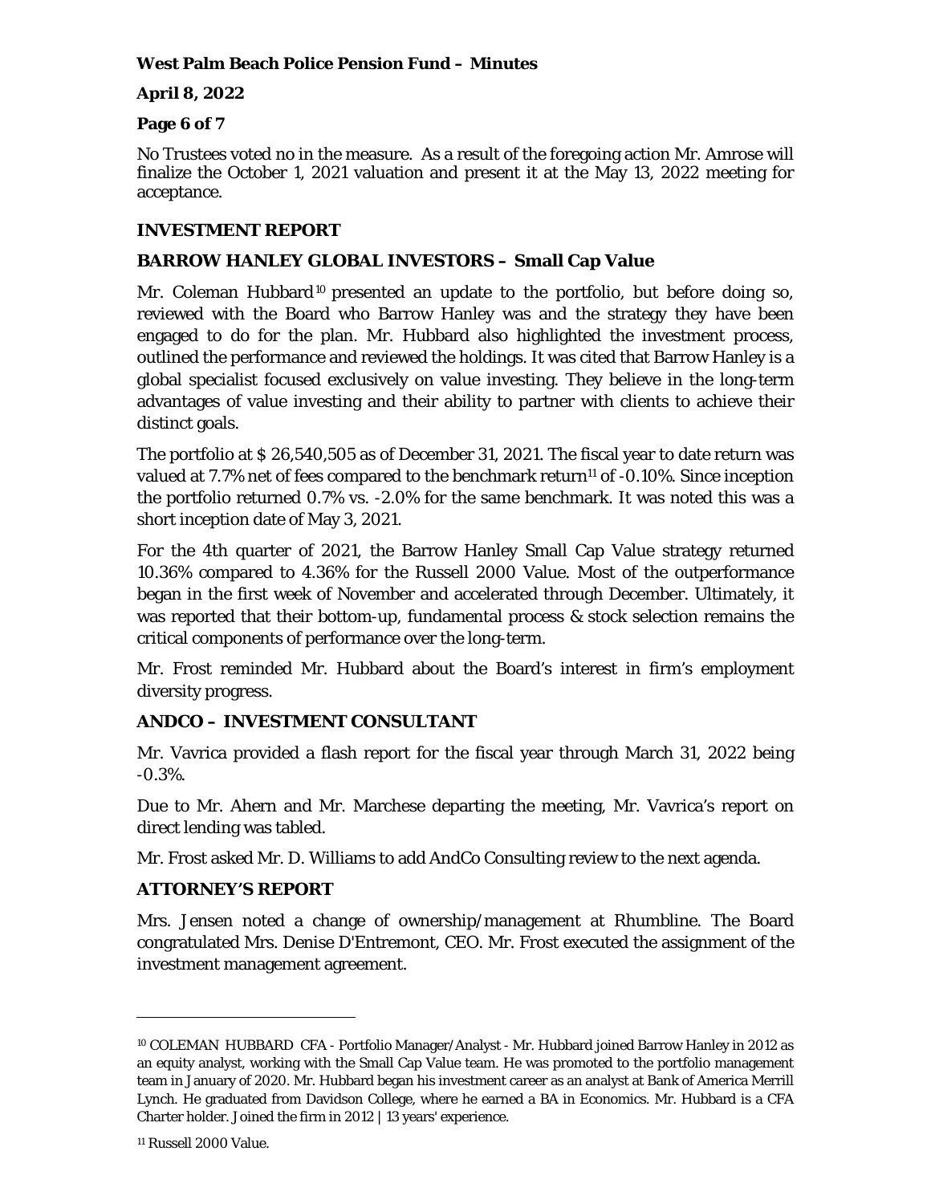No Trustees voted no in the measure. As a result of the foregoing action Mr. Amrose will finalize the October 1, 2021 valuation and present it at the May 13, 2022 meeting for acceptance.

## INVESTMENT REPORT

## BARROW HANLEY GLOBAL INVESTORS – Small Cap Value

Mr. Coleman Hubbard[10] presented an update to the portfolio, but before doing so, reviewed with the Board who Barrow Hanley was and the strategy they have been engaged to do for the plan. Mr. Hubbard also highlighted the investment process, outlined the performance and reviewed the holdings. It was cited that Barrow Hanley is a global specialist focused exclusively on value investing. They believe in the long-term advantages of value investing and their ability to partner with clients to achieve their distinct goals.

The portfolio at $ 26,540,505 as of December 31, 2021. The fiscal year to date return was valued at 7.7% net of fees compared to the benchmark return[11] of -0.10%. Since inception the portfolio returned 0.7% vs. -2.0% for the same benchmark. It was noted this was a short inception date of May 3, 2021.

For the 4th quarter of 2021, the Barrow Hanley Small Cap Value strategy returned 10.36% compared to 4.36% for the Russell 2000 Value. Most of the outperformance began in the first week of November and accelerated through December. Ultimately, it was reported that their bottom-up, fundamental process & stock selection remains the critical components of performance over the long-term.

Mr. Frost reminded Mr. Hubbard about the Board's interest in firm's employment diversity progress.

## ANDCO – INVESTMENT CONSULTANT

Mr. Vavrica provided a flash report for the fiscal year through March 31, 2022 being -0.3%.

Due to Mr. Ahern and Mr. Marchese departing the meeting, Mr. Vavrica's report on direct lending was tabled.

Mr. Frost asked Mr. D. Williams to add AndCo Consulting review to the next agenda.

## ATTORNEY'S REPORT

Mrs. Jensen noted a change of ownership/management at Rhumbline. The Board congratulated Mrs. Denise D'Entremont, CEO. Mr. Frost executed the assignment of the investment management agreement.

---

[10] COLEMAN HUBBARD CFA - Portfolio Manager/Analyst - Mr. Hubbard joined Barrow Hanley in 2012 as an equity analyst, working with the Small Cap Value team. He was promoted to the portfolio management team in January of 2020. Mr. Hubbard began his investment career as an analyst at Bank of America Merrill Lynch. He graduated from Davidson College, where he earned a BA in Economics. Mr. Hubbard is a CFA Charter holder. Joined the firm in 2012 | 13 years' experience.

[11] Russell 2000 Value.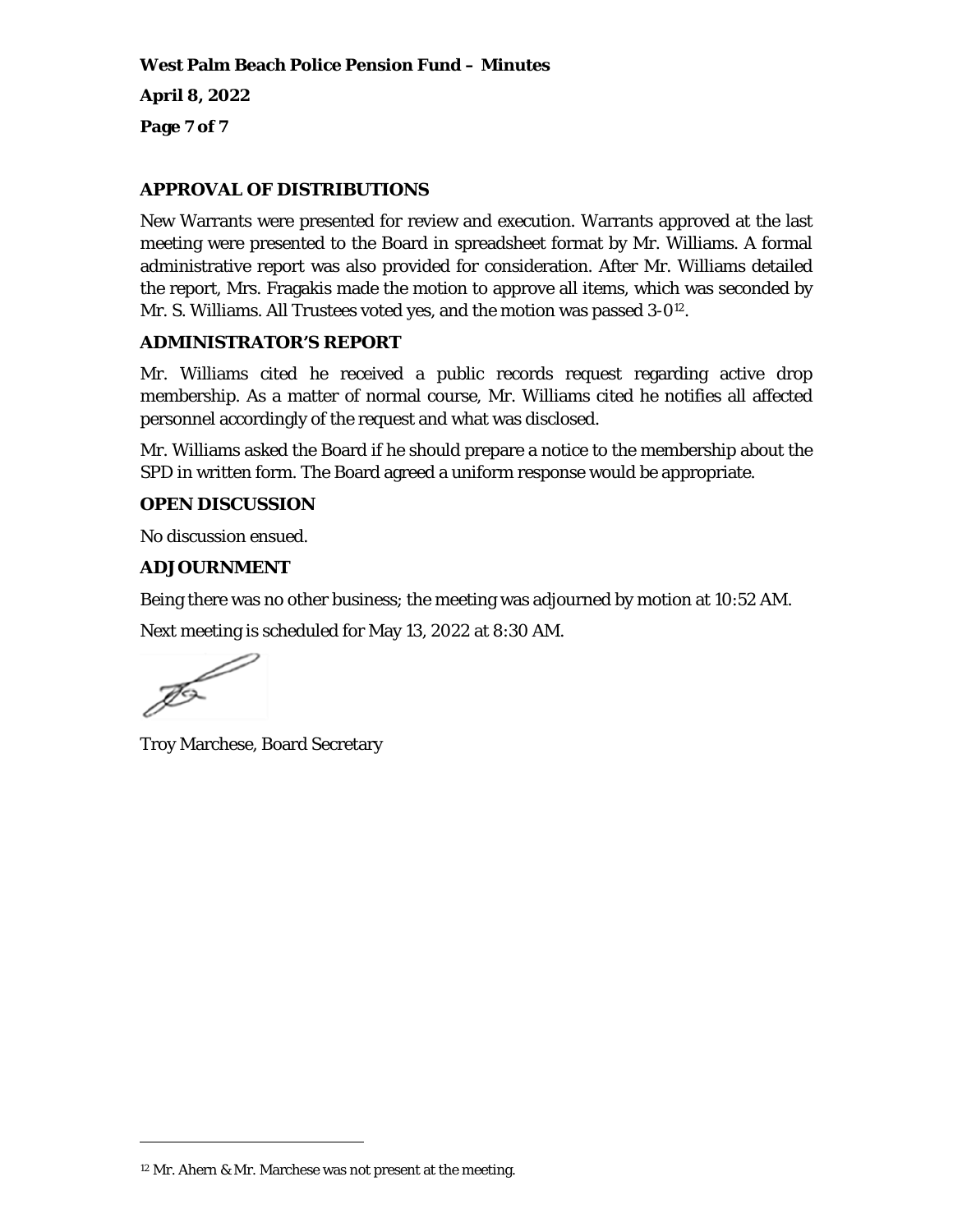## APPROVAL OF DISTRIBUTIONS

New Warrants were presented for review and execution. Warrants approved at the last meeting were presented to the Board in spreadsheet format by Mr. Williams. A formal administrative report was also provided for consideration. After Mr. Williams detailed the report, Mrs. Fragakis made the motion to approve all items, which was seconded by Mr. S. Williams. All Trustees voted yes, and the motion was passed 3-0[12].

## ADMINISTRATOR'S REPORT

Mr. Williams cited he received a public records request regarding active drop membership. As a matter of normal course, Mr. Williams cited he notifies all affected personnel accordingly of the request and what was disclosed.

Mr. Williams asked the Board if he should prepare a notice to the membership about the SPD in written form. The Board agreed a uniform response would be appropriate.

## OPEN DISCUSSION

No discussion ensued.

## ADJOURNMENT

Being there was no other business; the meeting was adjourned by motion at 10:52 AM.

Next meeting is scheduled for May 13, 2022 at 8:30 AM.

Troy Marchese, Board Secretary

---

[12] Mr. Ahern & Mr. Marchese was not present at the meeting.